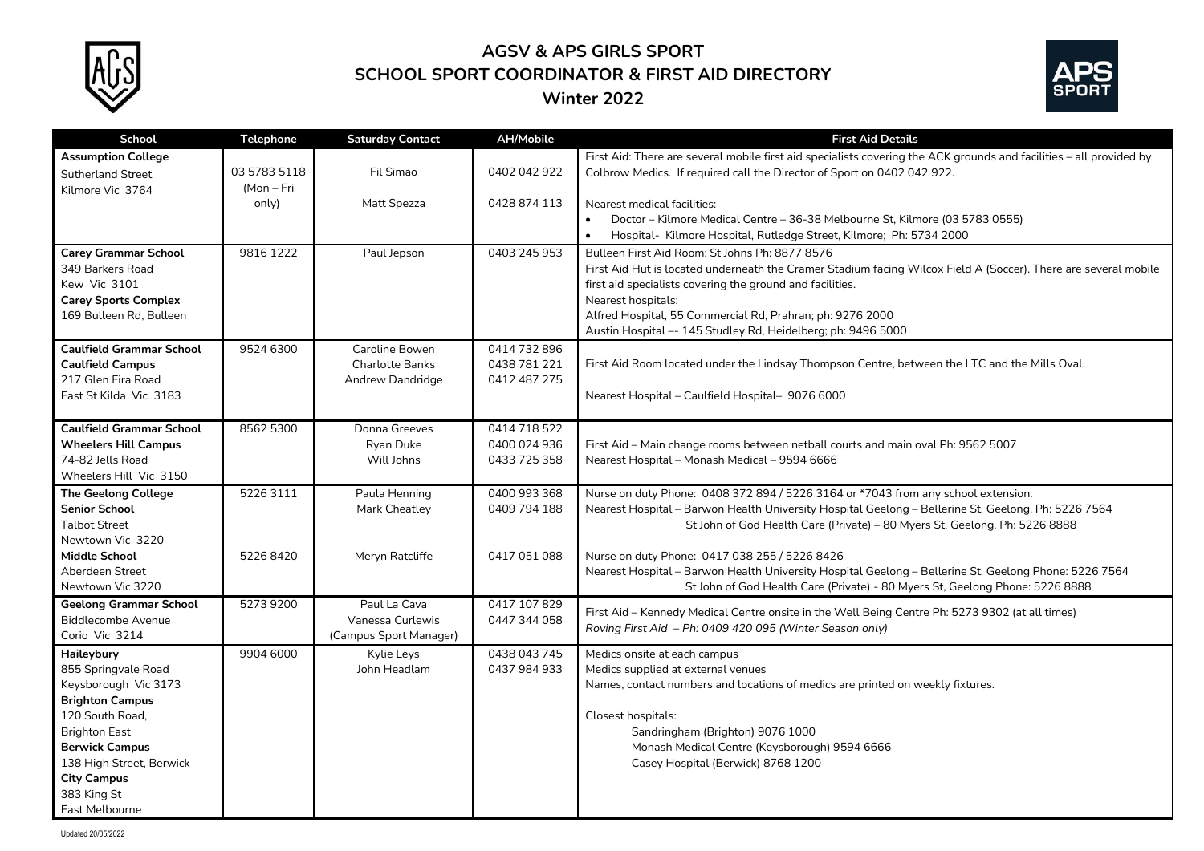# AGSV & APS GIRLS SPORT
## SCHOOL SPORT COORDINATOR & FIRST AID DIRECTORY
### Winter 2022

| School | Telephone | Saturday Contact | AH/Mobile | First Aid Details |
|---|---|---|---|---|
| **Assumption College**<br>Sutherland Street<br>Kilmore Vic 3764 | 03 5783 5118<br>(Mon – Fri only) | Fil Simao<br><br>Matt Spezza | 0402 042 922<br><br>0428 874 113 | First Aid: There are several mobile first aid specialists covering the ACK grounds and facilities – all provided by Colbrow Medics. If required call the Director of Sport on 0402 042 922.<br><br>Nearest medical facilities:<br>• Doctor – Kilmore Medical Centre – 36-38 Melbourne St, Kilmore (03 5783 0555)<br>• Hospital- Kilmore Hospital, Rutledge Street, Kilmore; Ph: 5734 2000 |
| **Carey Grammar School**<br>349 Barkers Road<br>Kew Vic 3101<br>**Carey Sports Complex**<br>169 Bulleen Rd, Bulleen | 9816 1222 | Paul Jepson | 0403 245 953 | Bulleen First Aid Room: St Johns Ph: 8877 8576<br>First Aid Hut is located underneath the Cramer Stadium facing Wilcox Field A (Soccer). There are several mobile first aid specialists covering the ground and facilities.<br>Nearest hospitals:<br>Alfred Hospital, 55 Commercial Rd, Prahran; ph: 9276 2000<br>Austin Hospital –- 145 Studley Rd, Heidelberg; ph: 9496 5000 |
| **Caulfield Grammar School**<br>**Caulfield Campus**<br>217 Glen Eira Road<br>East St Kilda Vic 3183 | 9524 6300 | Caroline Bowen<br>Charlotte Banks<br>Andrew Dandridge | 0414 732 896<br>0438 781 221<br>0412 487 275 | First Aid Room located under the Lindsay Thompson Centre, between the LTC and the Mills Oval.<br><br>Nearest Hospital – Caulfield Hospital– 9076 6000 |
| **Caulfield Grammar School**<br>**Wheelers Hill Campus**<br>74-82 Jells Road<br>Wheelers Hill Vic 3150 | 8562 5300 | Donna Greeves<br>Ryan Duke<br>Will Johns | 0414 718 522<br>0400 024 936<br>0433 725 358 | First Aid – Main change rooms between netball courts and main oval Ph: 9562 5007<br>Nearest Hospital – Monash Medical – 9594 6666 |
| **The Geelong College**<br>**Senior School**<br>Talbot Street<br>Newtown Vic 3220<br>**Middle School**<br>Aberdeen Street<br>Newtown Vic 3220 | 5226 3111<br><br><br><br>5226 8420 | Paula Henning<br>Mark Cheatley<br><br><br>Meryn Ratcliffe | 0400 993 368<br>0409 794 188<br><br><br>0417 051 088 | Nurse on duty Phone: 0408 372 894 / 5226 3164 or *7043 from any school extension.<br>Nearest Hospital – Barwon Health University Hospital Geelong – Bellerine St, Geelong. Ph: 5226 7564<br>St John of God Health Care (Private) – 80 Myers St, Geelong. Ph: 5226 8888<br><br>Nurse on duty Phone: 0417 038 255 / 5226 8426<br>Nearest Hospital – Barwon Health University Hospital Geelong – Bellerine St, Geelong Phone: 5226 7564<br>St John of God Health Care (Private) - 80 Myers St, Geelong Phone: 5226 8888 |
| **Geelong Grammar School**<br>Biddlecombe Avenue<br>Corio Vic 3214 | 5273 9200 | Paul La Cava<br>Vanessa Curlewis<br>(Campus Sport Manager) | 0417 107 829<br>0447 344 058 | First Aid – Kennedy Medical Centre onsite in the Well Being Centre Ph: 5273 9302 (at all times)<br>*Roving First Aid – Ph: 0409 420 095 (Winter Season only)* |
| **Haileybury**<br>855 Springvale Road<br>Keysborough Vic 3173<br>**Brighton Campus**<br>120 South Road,<br>Brighton East<br>**Berwick Campus**<br>138 High Street, Berwick<br>**City Campus**<br>383 King St<br>East Melbourne | 9904 6000 | Kylie Leys<br>John Headlam | 0438 043 745<br>0437 984 933 | Medics onsite at each campus<br>Medics supplied at external venues<br>Names, contact numbers and locations of medics are printed on weekly fixtures.<br><br>Closest hospitals:<br>Sandringham (Brighton) 9076 1000<br>Monash Medical Centre (Keysborough) 9594 6666<br>Casey Hospital (Berwick) 8768 1200 |

Updated 20/05/2022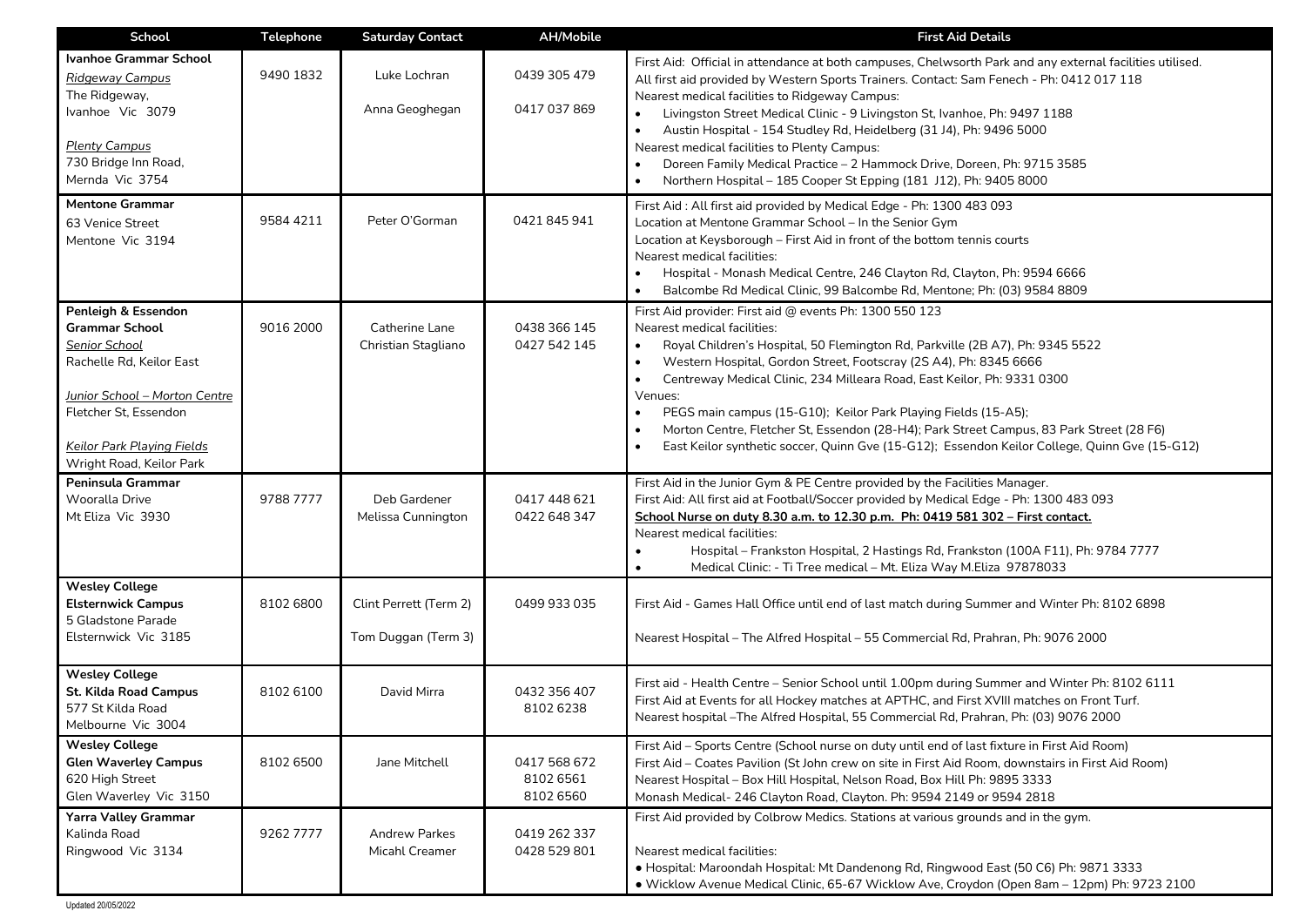| School | Telephone | Saturday Contact | AH/Mobile | First Aid Details |
|---|---|---|---|---|
| **Ivanhoe Grammar School**<br>*Ridgeway Campus*<br>The Ridgeway,<br>Ivanhoe Vic 3079<br><br>*Plenty Campus*<br>730 Bridge Inn Road,<br>Mernda Vic 3754 | 9490 1832 | Luke Lochran<br><br>Anna Geoghegan | 0439 305 479<br><br>0417 037 869 | First Aid: Official in attendance at both campuses, Chelwsorth Park and any external facilities utilised.<br>All first aid provided by Western Sports Trainers. Contact: Sam Fenech - Ph: 0412 017 118<br>Nearest medical facilities to Ridgeway Campus:<br>• Livingston Street Medical Clinic - 9 Livingston St, Ivanhoe, Ph: 9497 1188<br>• Austin Hospital - 154 Studley Rd, Heidelberg (31 J4), Ph: 9496 5000<br>Nearest medical facilities to Plenty Campus:<br>• Doreen Family Medical Practice – 2 Hammock Drive, Doreen, Ph: 9715 3585<br>• Northern Hospital – 185 Cooper St Epping (181 J12), Ph: 9405 8000 |
| **Mentone Grammar**<br>63 Venice Street<br>Mentone Vic 3194 | 9584 4211 | Peter O'Gorman | 0421 845 941 | First Aid : All first aid provided by Medical Edge - Ph: 1300 483 093<br>Location at Mentone Grammar School – In the Senior Gym<br>Location at Keysborough – First Aid in front of the bottom tennis courts<br>Nearest medical facilities:<br>• Hospital - Monash Medical Centre, 246 Clayton Rd, Clayton, Ph: 9594 6666<br>• Balcombe Rd Medical Clinic, 99 Balcombe Rd, Mentone; Ph: (03) 9584 8809 |
| **Penleigh & Essendon Grammar School**<br>*Senior School*<br>Rachelle Rd, Keilor East<br><br>*Junior School – Morton Centre*<br>Fletcher St, Essendon<br><br>*Keilor Park Playing Fields*<br>Wright Road, Keilor Park | 9016 2000 | Catherine Lane<br>Christian Stagliano | 0438 366 145<br>0427 542 145 | First Aid provider: First aid @ events Ph: 1300 550 123<br>Nearest medical facilities:<br>• Royal Children's Hospital, 50 Flemington Rd, Parkville (2B A7), Ph: 9345 5522<br>• Western Hospital, Gordon Street, Footscray (2S A4), Ph: 8345 6666<br>• Centreway Medical Clinic, 234 Milleara Road, East Keilor, Ph: 9331 0300<br>Venues:<br>• PEGS main campus (15-G10); Keilor Park Playing Fields (15-A5);<br>• Morton Centre, Fletcher St, Essendon (28-H4); Park Street Campus, 83 Park Street (28 F6)<br>• East Keilor synthetic soccer, Quinn Gve (15-G12); Essendon Keilor College, Quinn Gve (15-G12) |
| **Peninsula Grammar**<br>Wooralla Drive<br>Mt Eliza Vic 3930 | 9788 7777 | Deb Gardener<br>Melissa Cunnington | 0417 448 621<br>0422 648 347 | First Aid in the Junior Gym & PE Centre provided by the Facilities Manager.<br>First Aid: All first aid at Football/Soccer provided by Medical Edge - Ph: 1300 483 093<br>**School Nurse on duty 8.30 a.m. to 12.30 p.m. Ph: 0419 581 302 – First contact.**<br>Nearest medical facilities:<br>• Hospital – Frankston Hospital, 2 Hastings Rd, Frankston (100A F11), Ph: 9784 7777<br>• Medical Clinic: - Ti Tree medical – Mt. Eliza Way M.Eliza 97878033 |
| **Wesley College**<br>**Elsternwick Campus**<br>5 Gladstone Parade<br>Elsternwick Vic 3185 | 8102 6800 | Clint Perrett (Term 2)<br><br>Tom Duggan (Term 3) | 0499 933 035 | First Aid - Games Hall Office until end of last match during Summer and Winter Ph: 8102 6898<br><br>Nearest Hospital – The Alfred Hospital – 55 Commercial Rd, Prahran, Ph: 9076 2000 |
| **Wesley College**<br>**St. Kilda Road Campus**<br>577 St Kilda Road<br>Melbourne Vic 3004 | 8102 6100 | David Mirra | 0432 356 407<br>8102 6238 | First aid - Health Centre – Senior School until 1.00pm during Summer and Winter Ph: 8102 6111<br>First Aid at Events for all Hockey matches at APTHC, and First XVIII matches on Front Turf.<br>Nearest hospital –The Alfred Hospital, 55 Commercial Rd, Prahran, Ph: (03) 9076 2000 |
| **Wesley College**<br>**Glen Waverley Campus**<br>620 High Street<br>Glen Waverley Vic 3150 | 8102 6500 | Jane Mitchell | 0417 568 672<br>8102 6561<br>8102 6560 | First Aid – Sports Centre (School nurse on duty until end of last fixture in First Aid Room)<br>First Aid – Coates Pavilion (St John crew on site in First Aid Room, downstairs in First Aid Room)<br>Nearest Hospital – Box Hill Hospital, Nelson Road, Box Hill Ph: 9895 3333<br>Monash Medical- 246 Clayton Road, Clayton. Ph: 9594 2149 or 9594 2818 |
| **Yarra Valley Grammar**<br>Kalinda Road<br>Ringwood Vic 3134 | 9262 7777 | Andrew Parkes<br>Micahl Creamer | 0419 262 337<br>0428 529 801 | First Aid provided by Colbrow Medics. Stations at various grounds and in the gym.<br><br>Nearest medical facilities:<br>• Hospital: Maroondah Hospital: Mt Dandenong Rd, Ringwood East (50 C6) Ph: 9871 3333<br>• Wicklow Avenue Medical Clinic, 65-67 Wicklow Ave, Croydon (Open 8am – 12pm) Ph: 9723 2100 |

Updated 20/05/2022